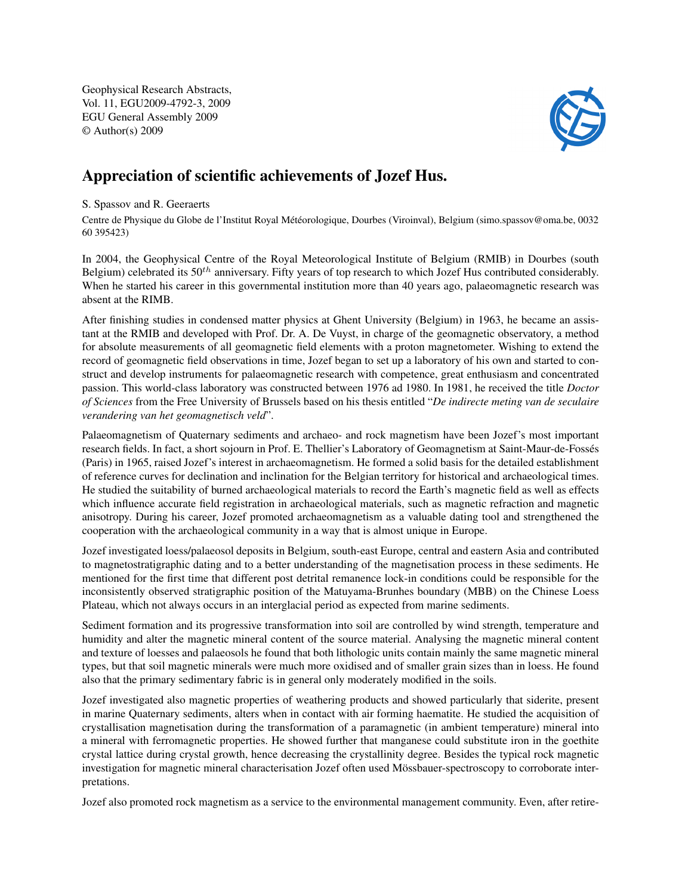Geophysical Research Abstracts,
Vol. 11, EGU2009-4792-3, 2009
EGU General Assembly 2009
© Author(s) 2009

# Appreciation of scientific achievements of Jozef Hus.

S. Spassov and R. Geeraerts

Centre de Physique du Globe de l'Institut Royal Météorologique, Dourbes (Viroinval), Belgium (simo.spassov@oma.be, 0032 60 395423)

In 2004, the Geophysical Centre of the Royal Meteorological Institute of Belgium (RMIB) in Dourbes (south Belgium) celebrated its $50^{th}$ anniversary. Fifty years of top research to which Jozef Hus contributed considerably. When he started his career in this governmental institution more than 40 years ago, palaeomagnetic research was absent at the RIMB.

After finishing studies in condensed matter physics at Ghent University (Belgium) in 1963, he became an assistant at the RMIB and developed with Prof. Dr. A. De Vuyst, in charge of the geomagnetic observatory, a method for absolute measurements of all geomagnetic field elements with a proton magnetometer. Wishing to extend the record of geomagnetic field observations in time, Jozef began to set up a laboratory of his own and started to construct and develop instruments for palaeomagnetic research with competence, great enthusiasm and concentrated passion. This world-class laboratory was constructed between 1976 ad 1980. In 1981, he received the title *Doctor of Sciences* from the Free University of Brussels based on his thesis entitled "*De indirecte meting van de seculaire verandering van het geomagnetisch veld*".

Palaeomagnetism of Quaternary sediments and archaeo- and rock magnetism have been Jozef's most important research fields. In fact, a short sojourn in Prof. E. Thellier's Laboratory of Geomagnetism at Saint-Maur-de-Fossés (Paris) in 1965, raised Jozef's interest in archaeomagnetism. He formed a solid basis for the detailed establishment of reference curves for declination and inclination for the Belgian territory for historical and archaeological times. He studied the suitability of burned archaeological materials to record the Earth's magnetic field as well as effects which influence accurate field registration in archaeological materials, such as magnetic refraction and magnetic anisotropy. During his career, Jozef promoted archaeomagnetism as a valuable dating tool and strengthened the cooperation with the archaeological community in a way that is almost unique in Europe.

Jozef investigated loess/palaeosol deposits in Belgium, south-east Europe, central and eastern Asia and contributed to magnetostratigraphic dating and to a better understanding of the magnetisation process in these sediments. He mentioned for the first time that different post detrital remanence lock-in conditions could be responsible for the inconsistently observed stratigraphic position of the Matuyama-Brunhes boundary (MBB) on the Chinese Loess Plateau, which not always occurs in an interglacial period as expected from marine sediments.

Sediment formation and its progressive transformation into soil are controlled by wind strength, temperature and humidity and alter the magnetic mineral content of the source material. Analysing the magnetic mineral content and texture of loesses and palaeosols he found that both lithologic units contain mainly the same magnetic mineral types, but that soil magnetic minerals were much more oxidised and of smaller grain sizes than in loess. He found also that the primary sedimentary fabric is in general only moderately modified in the soils.

Jozef investigated also magnetic properties of weathering products and showed particularly that siderite, present in marine Quaternary sediments, alters when in contact with air forming haematite. He studied the acquisition of crystallisation magnetisation during the transformation of a paramagnetic (in ambient temperature) mineral into a mineral with ferromagnetic properties. He showed further that manganese could substitute iron in the goethite crystal lattice during crystal growth, hence decreasing the crystallinity degree. Besides the typical rock magnetic investigation for magnetic mineral characterisation Jozef often used Mössbauer-spectroscopy to corroborate interpretations.

Jozef also promoted rock magnetism as a service to the environmental management community. Even, after retire-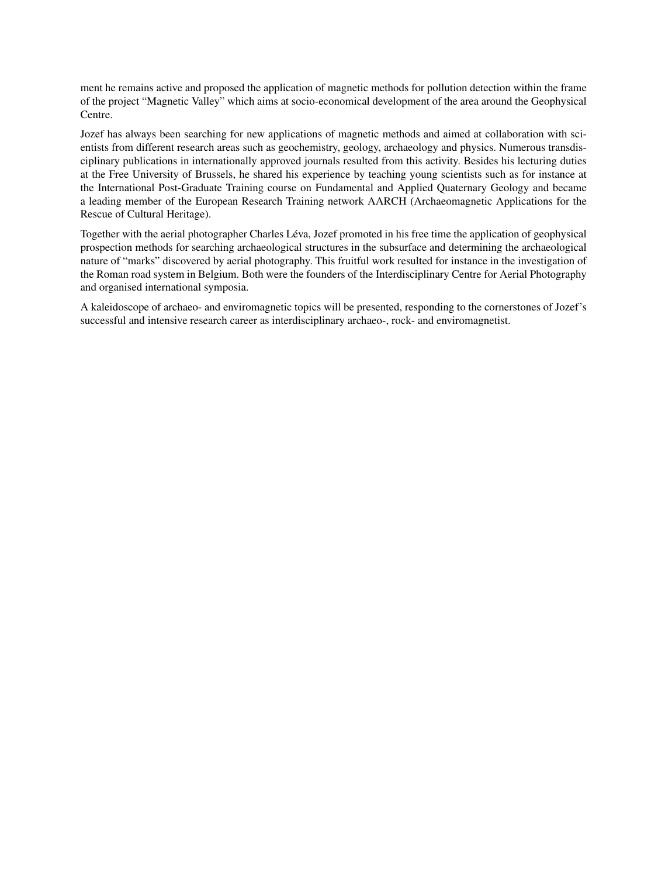ment he remains active and proposed the application of magnetic methods for pollution detection within the frame of the project “Magnetic Valley” which aims at socio-economical development of the area around the Geophysical Centre.

Jozef has always been searching for new applications of magnetic methods and aimed at collaboration with scientists from different research areas such as geochemistry, geology, archaeology and physics. Numerous transdisciplinary publications in internationally approved journals resulted from this activity. Besides his lecturing duties at the Free University of Brussels, he shared his experience by teaching young scientists such as for instance at the International Post-Graduate Training course on Fundamental and Applied Quaternary Geology and became a leading member of the European Research Training network AARCH (Archaeomagnetic Applications for the Rescue of Cultural Heritage).

Together with the aerial photographer Charles Léva, Jozef promoted in his free time the application of geophysical prospection methods for searching archaeological structures in the subsurface and determining the archaeological nature of “marks” discovered by aerial photography. This fruitful work resulted for instance in the investigation of the Roman road system in Belgium. Both were the founders of the Interdisciplinary Centre for Aerial Photography and organised international symposia.

A kaleidoscope of archaeo- and enviromagnetic topics will be presented, responding to the cornerstones of Jozef’s successful and intensive research career as interdisciplinary archaeo-, rock- and enviromagnetist.